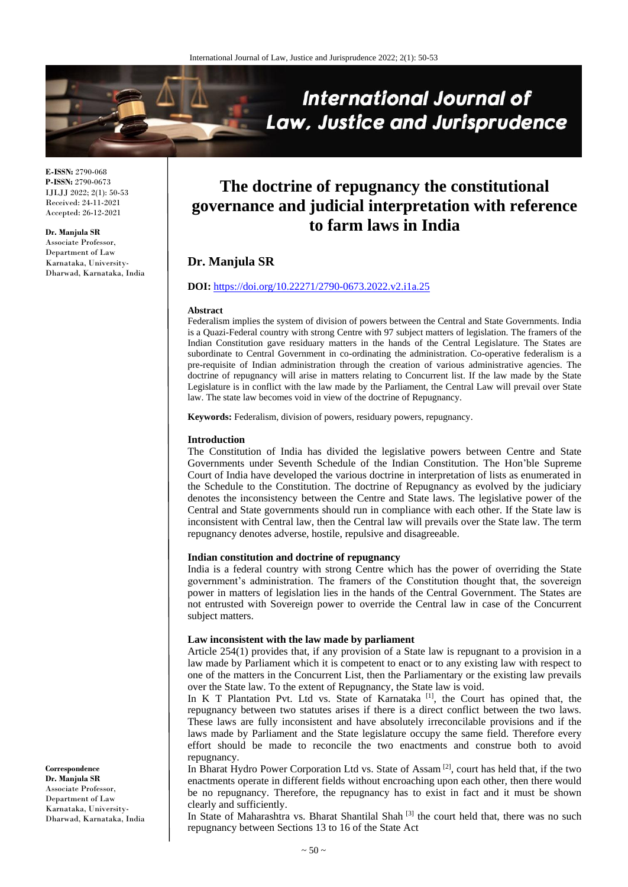**E-ISSN:** 2790-068
**P-ISSN:** 2790-0673
IJLJJ 2022; 2(1): 50-53
Received: 24-11-2021
Accepted: 26-12-2021

**Dr. Manjula SR**
Associate Professor, Department of Law Karnataka, University-Dharwad, Karnataka, India

**Correspondence**
**Dr. Manjula SR**
Associate Professor, Department of Law Karnataka, University-Dharwad, Karnataka, India

# The doctrine of repugnancy the constitutional governance and judicial interpretation with reference to farm laws in India

## Dr. Manjula SR

**DOI:** https://doi.org/10.22271/2790-0673.2022.v2.i1a.25

**Abstract**

Federalism implies the system of division of powers between the Central and State Governments. India is a Quazi-Federal country with strong Centre with 97 subject matters of legislation. The framers of the Indian Constitution gave residuary matters in the hands of the Central Legislature. The States are subordinate to Central Government in co-ordinating the administration. Co-operative federalism is a pre-requisite of Indian administration through the creation of various administrative agencies. The doctrine of repugnancy will arise in matters relating to Concurrent list. If the law made by the State Legislature is in conflict with the law made by the Parliament, the Central Law will prevail over State law. The state law becomes void in view of the doctrine of Repugnancy.

**Keywords:** Federalism, division of powers, residuary powers, repugnancy.

### Introduction

The Constitution of India has divided the legislative powers between Centre and State Governments under Seventh Schedule of the Indian Constitution. The Hon'ble Supreme Court of India have developed the various doctrine in interpretation of lists as enumerated in the Schedule to the Constitution. The doctrine of Repugnancy as evolved by the judiciary denotes the inconsistency between the Centre and State laws. The legislative power of the Central and State governments should run in compliance with each other. If the State law is inconsistent with Central law, then the Central law will prevails over the State law. The term repugnancy denotes adverse, hostile, repulsive and disagreeable.

### Indian constitution and doctrine of repugnancy

India is a federal country with strong Centre which has the power of overriding the State government's administration. The framers of the Constitution thought that, the sovereign power in matters of legislation lies in the hands of the Central Government. The States are not entrusted with Sovereign power to override the Central law in case of the Concurrent subject matters.

### Law inconsistent with the law made by parliament

Article 254(1) provides that, if any provision of a State law is repugnant to a provision in a law made by Parliament which it is competent to enact or to any existing law with respect to one of the matters in the Concurrent List, then the Parliamentary or the existing law prevails over the State law. To the extent of Repugnancy, the State law is void.

In K T Plantation Pvt. Ltd vs. State of Karnataka [1], the Court has opined that, the repugnancy between two statutes arises if there is a direct conflict between the two laws. These laws are fully inconsistent and have absolutely irreconcilable provisions and if the laws made by Parliament and the State legislature occupy the same field. Therefore every effort should be made to reconcile the two enactments and construe both to avoid repugnancy.

In Bharat Hydro Power Corporation Ltd vs. State of Assam [2], court has held that, if the two enactments operate in different fields without encroaching upon each other, then there would be no repugnancy. Therefore, the repugnancy has to exist in fact and it must be shown clearly and sufficiently.

In State of Maharashtra vs. Bharat Shantilal Shah [3] the court held that, there was no such repugnancy between Sections 13 to 16 of the State Act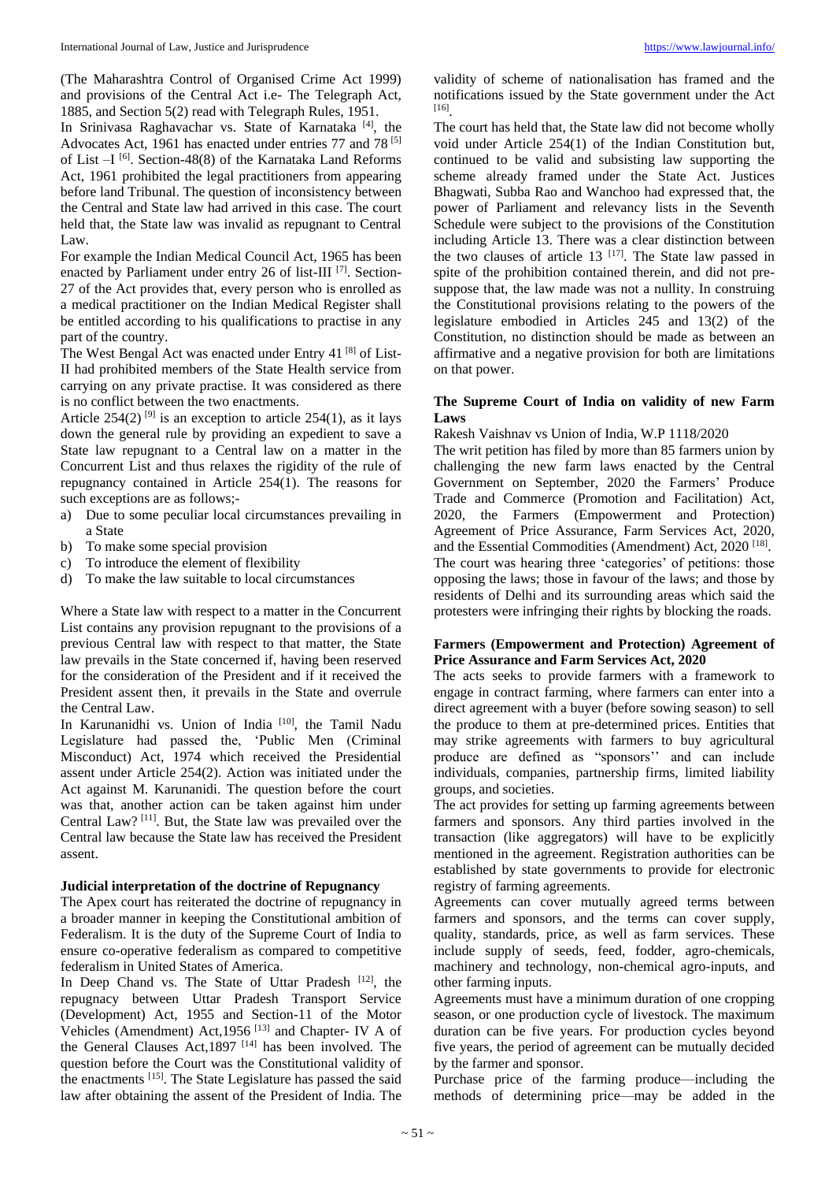(The Maharashtra Control of Organised Crime Act 1999) and provisions of the Central Act i.e- The Telegraph Act, 1885, and Section 5(2) read with Telegraph Rules, 1951.

In Srinivasa Raghavachar vs. State of Karnataka [4], the Advocates Act, 1961 has enacted under entries 77 and 78 [5] of List –I [6]. Section-48(8) of the Karnataka Land Reforms Act, 1961 prohibited the legal practitioners from appearing before land Tribunal. The question of inconsistency between the Central and State law had arrived in this case. The court held that, the State law was invalid as repugnant to Central Law.

For example the Indian Medical Council Act, 1965 has been enacted by Parliament under entry 26 of list-III [7]. Section-27 of the Act provides that, every person who is enrolled as a medical practitioner on the Indian Medical Register shall be entitled according to his qualifications to practise in any part of the country.

The West Bengal Act was enacted under Entry 41 [8] of List-II had prohibited members of the State Health service from carrying on any private practise. It was considered as there is no conflict between the two enactments.

Article 254(2) [9] is an exception to article 254(1), as it lays down the general rule by providing an expedient to save a State law repugnant to a Central law on a matter in the Concurrent List and thus relaxes the rigidity of the rule of repugnancy contained in Article 254(1). The reasons for such exceptions are as follows;-

a) Due to some peculiar local circumstances prevailing in a State
b) To make some special provision
c) To introduce the element of flexibility
d) To make the law suitable to local circumstances

Where a State law with respect to a matter in the Concurrent List contains any provision repugnant to the provisions of a previous Central law with respect to that matter, the State law prevails in the State concerned if, having been reserved for the consideration of the President and if it received the President assent then, it prevails in the State and overrule the Central Law.

In Karunanidhi vs. Union of India [10], the Tamil Nadu Legislature had passed the, 'Public Men (Criminal Misconduct) Act, 1974 which received the Presidential assent under Article 254(2). Action was initiated under the Act against M. Karunanidi. The question before the court was that, another action can be taken against him under Central Law? [11]. But, the State law was prevailed over the Central law because the State law has received the President assent.

### Judicial interpretation of the doctrine of Repugnancy

The Apex court has reiterated the doctrine of repugnancy in a broader manner in keeping the Constitutional ambition of Federalism. It is the duty of the Supreme Court of India to ensure co-operative federalism as compared to competitive federalism in United States of America.

In Deep Chand vs. The State of Uttar Pradesh [12], the repugnacy between Uttar Pradesh Transport Service (Development) Act, 1955 and Section-11 of the Motor Vehicles (Amendment) Act,1956 [13] and Chapter- IV A of the General Clauses Act,1897 [14] has been involved. The question before the Court was the Constitutional validity of the enactments [15]. The State Legislature has passed the said law after obtaining the assent of the President of India. The validity of scheme of nationalisation has framed and the notifications issued by the State government under the Act [16].

The court has held that, the State law did not become wholly void under Article 254(1) of the Indian Constitution but, continued to be valid and subsisting law supporting the scheme already framed under the State Act. Justices Bhagwati, Subba Rao and Wanchoo had expressed that, the power of Parliament and relevancy lists in the Seventh Schedule were subject to the provisions of the Constitution including Article 13. There was a clear distinction between the two clauses of article 13 [17]. The State law passed in spite of the prohibition contained therein, and did not presuppose that, the law made was not a nullity. In construing the Constitutional provisions relating to the powers of the legislature embodied in Articles 245 and 13(2) of the Constitution, no distinction should be made as between an affirmative and a negative provision for both are limitations on that power.

### The Supreme Court of India on validity of new Farm Laws

Rakesh Vaishnav vs Union of India, W.P 1118/2020

The writ petition has filed by more than 85 farmers union by challenging the new farm laws enacted by the Central Government on September, 2020 the Farmers' Produce Trade and Commerce (Promotion and Facilitation) Act, 2020, the Farmers (Empowerment and Protection) Agreement of Price Assurance, Farm Services Act, 2020, and the Essential Commodities (Amendment) Act, 2020 [18].

The court was hearing three 'categories' of petitions: those opposing the laws; those in favour of the laws; and those by residents of Delhi and its surrounding areas which said the protesters were infringing their rights by blocking the roads.

### Farmers (Empowerment and Protection) Agreement of Price Assurance and Farm Services Act, 2020

The acts seeks to provide farmers with a framework to engage in contract farming, where farmers can enter into a direct agreement with a buyer (before sowing season) to sell the produce to them at pre-determined prices. Entities that may strike agreements with farmers to buy agricultural produce are defined as "sponsors'' and can include individuals, companies, partnership firms, limited liability groups, and societies.

The act provides for setting up farming agreements between farmers and sponsors. Any third parties involved in the transaction (like aggregators) will have to be explicitly mentioned in the agreement. Registration authorities can be established by state governments to provide for electronic registry of farming agreements.

Agreements can cover mutually agreed terms between farmers and sponsors, and the terms can cover supply, quality, standards, price, as well as farm services. These include supply of seeds, feed, fodder, agro-chemicals, machinery and technology, non-chemical agro-inputs, and other farming inputs.

Agreements must have a minimum duration of one cropping season, or one production cycle of livestock. The maximum duration can be five years. For production cycles beyond five years, the period of agreement can be mutually decided by the farmer and sponsor.

Purchase price of the farming produce—including the methods of determining price—may be added in the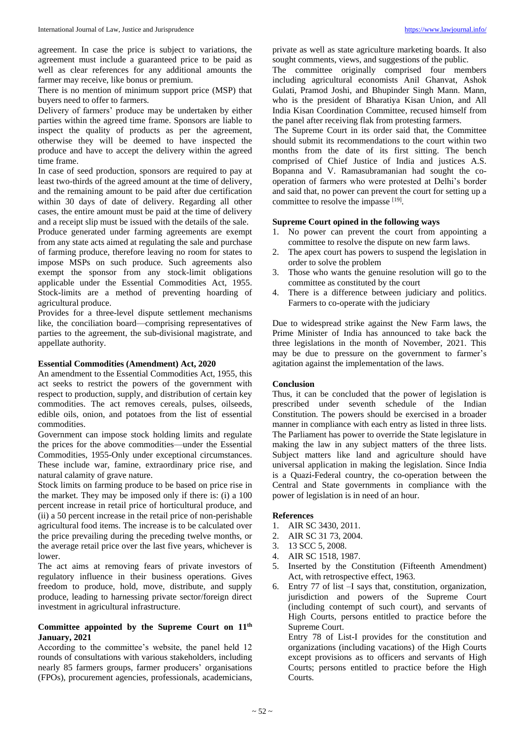agreement. In case the price is subject to variations, the agreement must include a guaranteed price to be paid as well as clear references for any additional amounts the farmer may receive, like bonus or premium.

There is no mention of minimum support price (MSP) that buyers need to offer to farmers.

Delivery of farmers' produce may be undertaken by either parties within the agreed time frame. Sponsors are liable to inspect the quality of products as per the agreement, otherwise they will be deemed to have inspected the produce and have to accept the delivery within the agreed time frame.

In case of seed production, sponsors are required to pay at least two-thirds of the agreed amount at the time of delivery, and the remaining amount to be paid after due certification within 30 days of date of delivery. Regarding all other cases, the entire amount must be paid at the time of delivery and a receipt slip must be issued with the details of the sale.

Produce generated under farming agreements are exempt from any state acts aimed at regulating the sale and purchase of farming produce, therefore leaving no room for states to impose MSPs on such produce. Such agreements also exempt the sponsor from any stock-limit obligations applicable under the Essential Commodities Act, 1955. Stock-limits are a method of preventing hoarding of agricultural produce.

Provides for a three-level dispute settlement mechanisms like, the conciliation board—comprising representatives of parties to the agreement, the sub-divisional magistrate, and appellate authority.

### Essential Commodities (Amendment) Act, 2020

An amendment to the Essential Commodities Act, 1955, this act seeks to restrict the powers of the government with respect to production, supply, and distribution of certain key commodities. The act removes cereals, pulses, oilseeds, edible oils, onion, and potatoes from the list of essential commodities.

Government can impose stock holding limits and regulate the prices for the above commodities—under the Essential Commodities, 1955-Only under exceptional circumstances. These include war, famine, extraordinary price rise, and natural calamity of grave nature.

Stock limits on farming produce to be based on price rise in the market. They may be imposed only if there is: (i) a 100 percent increase in retail price of horticultural produce, and (ii) a 50 percent increase in the retail price of non-perishable agricultural food items. The increase is to be calculated over the price prevailing during the preceding twelve months, or the average retail price over the last five years, whichever is lower.

The act aims at removing fears of private investors of regulatory influence in their business operations. Gives freedom to produce, hold, move, distribute, and supply produce, leading to harnessing private sector/foreign direct investment in agricultural infrastructure.

### Committee appointed by the Supreme Court on 11th January, 2021

According to the committee's website, the panel held 12 rounds of consultations with various stakeholders, including nearly 85 farmers groups, farmer producers' organisations (FPOs), procurement agencies, professionals, academicians, private as well as state agriculture marketing boards. It also sought comments, views, and suggestions of the public.

The committee originally comprised four members including agricultural economists Anil Ghanvat, Ashok Gulati, Pramod Joshi, and Bhupinder Singh Mann. Mann, who is the president of Bharatiya Kisan Union, and All India Kisan Coordination Committee, recused himself from the panel after receiving flak from protesting farmers.

The Supreme Court in its order said that, the Committee should submit its recommendations to the court within two months from the date of its first sitting. The bench comprised of Chief Justice of India and justices A.S. Bopanna and V. Ramasubramanian had sought the co-operation of farmers who were protested at Delhi's border and said that, no power can prevent the court for setting up a committee to resolve the impasse [19].

### Supreme Court opined in the following ways

1. No power can prevent the court from appointing a committee to resolve the dispute on new farm laws.
2. The apex court has powers to suspend the legislation in order to solve the problem
3. Those who wants the genuine resolution will go to the committee as constituted by the court
4. There is a difference between judiciary and politics. Farmers to co-operate with the judiciary

Due to widespread strike against the New Farm laws, the Prime Minister of India has announced to take back the three legislations in the month of November, 2021. This may be due to pressure on the government to farmer's agitation against the implementation of the laws.

## Conclusion

Thus, it can be concluded that the power of legislation is prescribed under seventh schedule of the Indian Constitution. The powers should be exercised in a broader manner in compliance with each entry as listed in three lists. The Parliament has power to override the State legislature in making the law in any subject matters of the three lists. Subject matters like land and agriculture should have universal application in making the legislation. Since India is a Quazi-Federal country, the co-operation between the Central and State governments in compliance with the power of legislation is in need of an hour.

## References

1. AIR SC 3430, 2011.
2. AIR SC 31 73, 2004.
3. 13 SCC 5, 2008.
4. AIR SC 1518, 1987.
5. Inserted by the Constitution (Fifteenth Amendment) Act, with retrospective effect, 1963.
6. Entry 77 of list –I says that, constitution, organization, jurisdiction and powers of the Supreme Court (including contempt of such court), and servants of High Courts, persons entitled to practice before the Supreme Court.

   Entry 78 of List-I provides for the constitution and organizations (including vacations) of the High Courts except provisions as to officers and servants of High Courts; persons entitled to practice before the High Courts.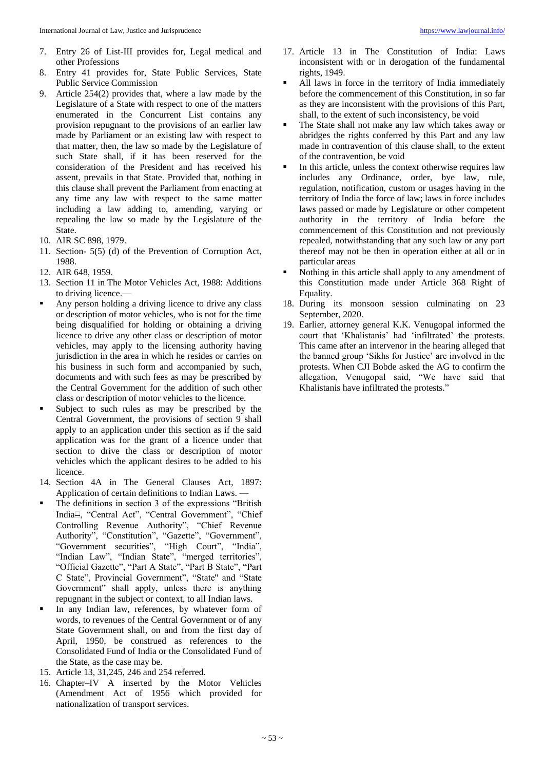7. Entry 26 of List-III provides for, Legal medical and other Professions
8. Entry 41 provides for, State Public Services, State Public Service Commission
9. Article 254(2) provides that, where a law made by the Legislature of a State with respect to one of the matters enumerated in the Concurrent List contains any provision repugnant to the provisions of an earlier law made by Parliament or an existing law with respect to that matter, then, the law so made by the Legislature of such State shall, if it has been reserved for the consideration of the President and has received his assent, prevails in that State. Provided that, nothing in this clause shall prevent the Parliament from enacting at any time any law with respect to the same matter including a law adding to, amending, varying or repealing the law so made by the Legislature of the State.
10. AIR SC 898, 1979.
11. Section- 5(5) (d) of the Prevention of Corruption Act, 1988.
12. AIR 648, 1959.
13. Section 11 in The Motor Vehicles Act, 1988: Additions to driving licence.—
    - Any person holding a driving licence to drive any class or description of motor vehicles, who is not for the time being disqualified for holding or obtaining a driving licence to drive any other class or description of motor vehicles, may apply to the licensing authority having jurisdiction in the area in which he resides or carries on his business in such form and accompanied by such, documents and with such fees as may be prescribed by the Central Government for the addition of such other class or description of motor vehicles to the licence.
    - Subject to such rules as may be prescribed by the Central Government, the provisions of section 9 shall apply to an application under this section as if the said application was for the grant of a licence under that section to drive the class or description of motor vehicles which the applicant desires to be added to his licence.
14. Section 4A in The General Clauses Act, 1897: Application of certain definitions to Indian Laws. —
    - The definitions in section 3 of the expressions "British India", "Central Act", "Central Government", "Chief Controlling Revenue Authority", "Chief Revenue Authority", "Constitution", "Gazette", "Government", "Government securities", "High Court", "India", "Indian Law", "Indian State", "merged territories", "Official Gazette", "Part A State", "Part B State", "Part C State", Provincial Government", "State" and "State Government" shall apply, unless there is anything repugnant in the subject or context, to all Indian laws.
    - In any Indian law, references, by whatever form of words, to revenues of the Central Government or of any State Government shall, on and from the first day of April, 1950, be construed as references to the Consolidated Fund of India or the Consolidated Fund of the State, as the case may be.
15. Article 13, 31,245, 246 and 254 referred.
16. Chapter–IV A inserted by the Motor Vehicles (Amendment Act of 1956 which provided for nationalization of transport services.
17. Article 13 in The Constitution of India: Laws inconsistent with or in derogation of the fundamental rights, 1949.
    - All laws in force in the territory of India immediately before the commencement of this Constitution, in so far as they are inconsistent with the provisions of this Part, shall, to the extent of such inconsistency, be void
    - The State shall not make any law which takes away or abridges the rights conferred by this Part and any law made in contravention of this clause shall, to the extent of the contravention, be void
    - In this article, unless the context otherwise requires law includes any Ordinance, order, bye law, rule, regulation, notification, custom or usages having in the territory of India the force of law; laws in force includes laws passed or made by Legislature or other competent authority in the territory of India before the commencement of this Constitution and not previously repealed, notwithstanding that any such law or any part thereof may not be then in operation either at all or in particular areas
    - Nothing in this article shall apply to any amendment of this Constitution made under Article 368 Right of Equality.
18. During its monsoon session culminating on 23 September, 2020.
19. Earlier, attorney general K.K. Venugopal informed the court that 'Khalistanis' had 'infiltrated' the protests. This came after an intervenor in the hearing alleged that the banned group 'Sikhs for Justice' are involved in the protests. When CJI Bobde asked the AG to confirm the allegation, Venugopal said, "We have said that Khalistanis have infiltrated the protests."